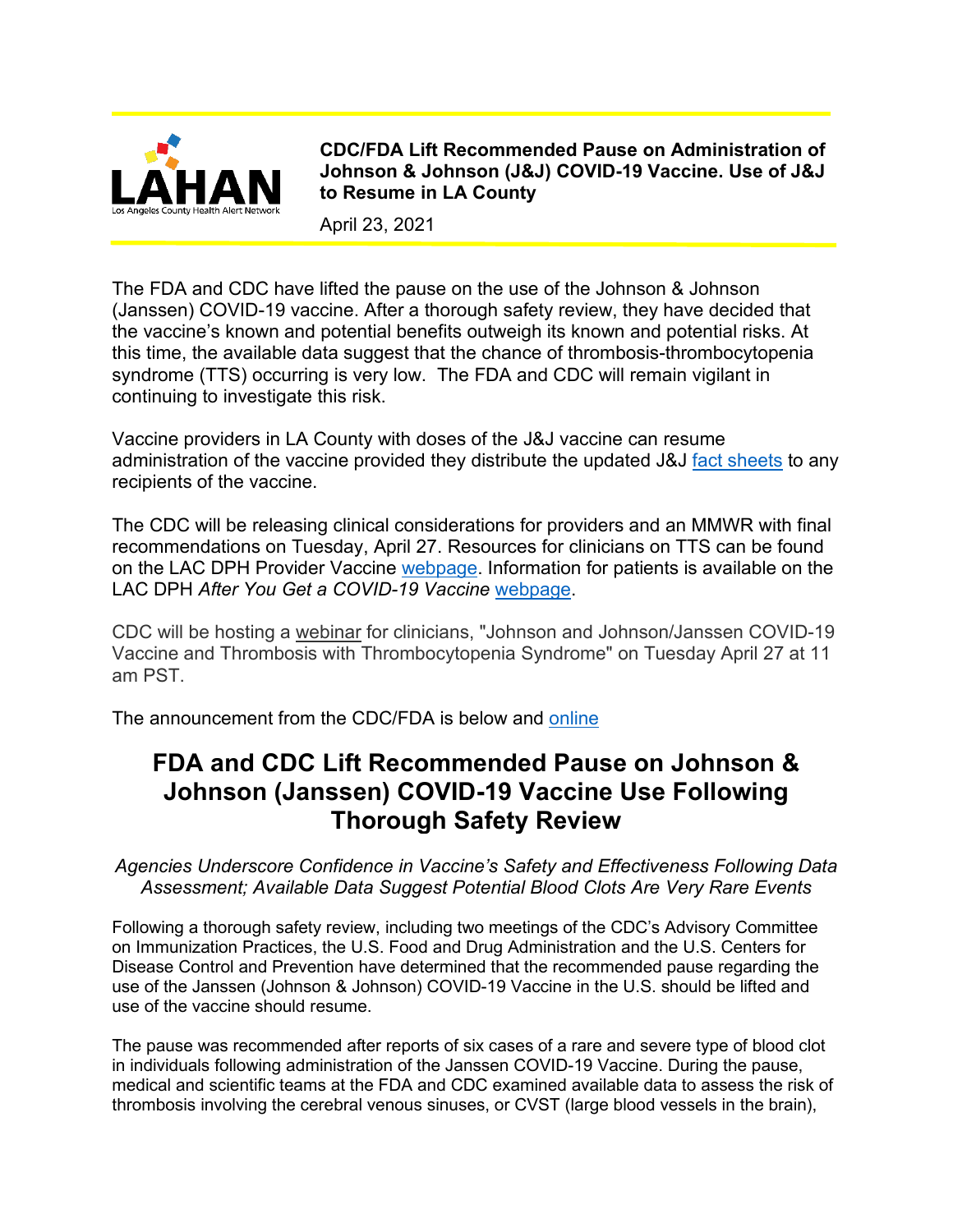LAHAN
Los Angeles County Health Alert Network

**CDC/FDA Lift Recommended Pause on Administration of Johnson & Johnson (J&J) COVID-19 Vaccine. Use of J&J to Resume in LA County**

April 23, 2021

The FDA and CDC have lifted the pause on the use of the Johnson & Johnson (Janssen) COVID-19 vaccine. After a thorough safety review, they have decided that the vaccine's known and potential benefits outweigh its known and potential risks. At this time, the available data suggest that the chance of thrombosis-thrombocytopenia syndrome (TTS) occurring is very low. The FDA and CDC will remain vigilant in continuing to investigate this risk.

Vaccine providers in LA County with doses of the J&J vaccine can resume administration of the vaccine provided they distribute the updated J&J fact sheets to any recipients of the vaccine.

The CDC will be releasing clinical considerations for providers and an MMWR with final recommendations on Tuesday, April 27. Resources for clinicians on TTS can be found on the LAC DPH Provider Vaccine webpage. Information for patients is available on the LAC DPH *After You Get a COVID-19 Vaccine* webpage.

CDC will be hosting a webinar for clinicians, "Johnson and Johnson/Janssen COVID-19 Vaccine and Thrombosis with Thrombocytopenia Syndrome" on Tuesday April 27 at 11 am PST.

The announcement from the CDC/FDA is below and online

# FDA and CDC Lift Recommended Pause on Johnson & Johnson (Janssen) COVID-19 Vaccine Use Following Thorough Safety Review

*Agencies Underscore Confidence in Vaccine's Safety and Effectiveness Following Data Assessment; Available Data Suggest Potential Blood Clots Are Very Rare Events*

Following a thorough safety review, including two meetings of the CDC's Advisory Committee on Immunization Practices, the U.S. Food and Drug Administration and the U.S. Centers for Disease Control and Prevention have determined that the recommended pause regarding the use of the Janssen (Johnson & Johnson) COVID-19 Vaccine in the U.S. should be lifted and use of the vaccine should resume.

The pause was recommended after reports of six cases of a rare and severe type of blood clot in individuals following administration of the Janssen COVID-19 Vaccine. During the pause, medical and scientific teams at the FDA and CDC examined available data to assess the risk of thrombosis involving the cerebral venous sinuses, or CVST (large blood vessels in the brain),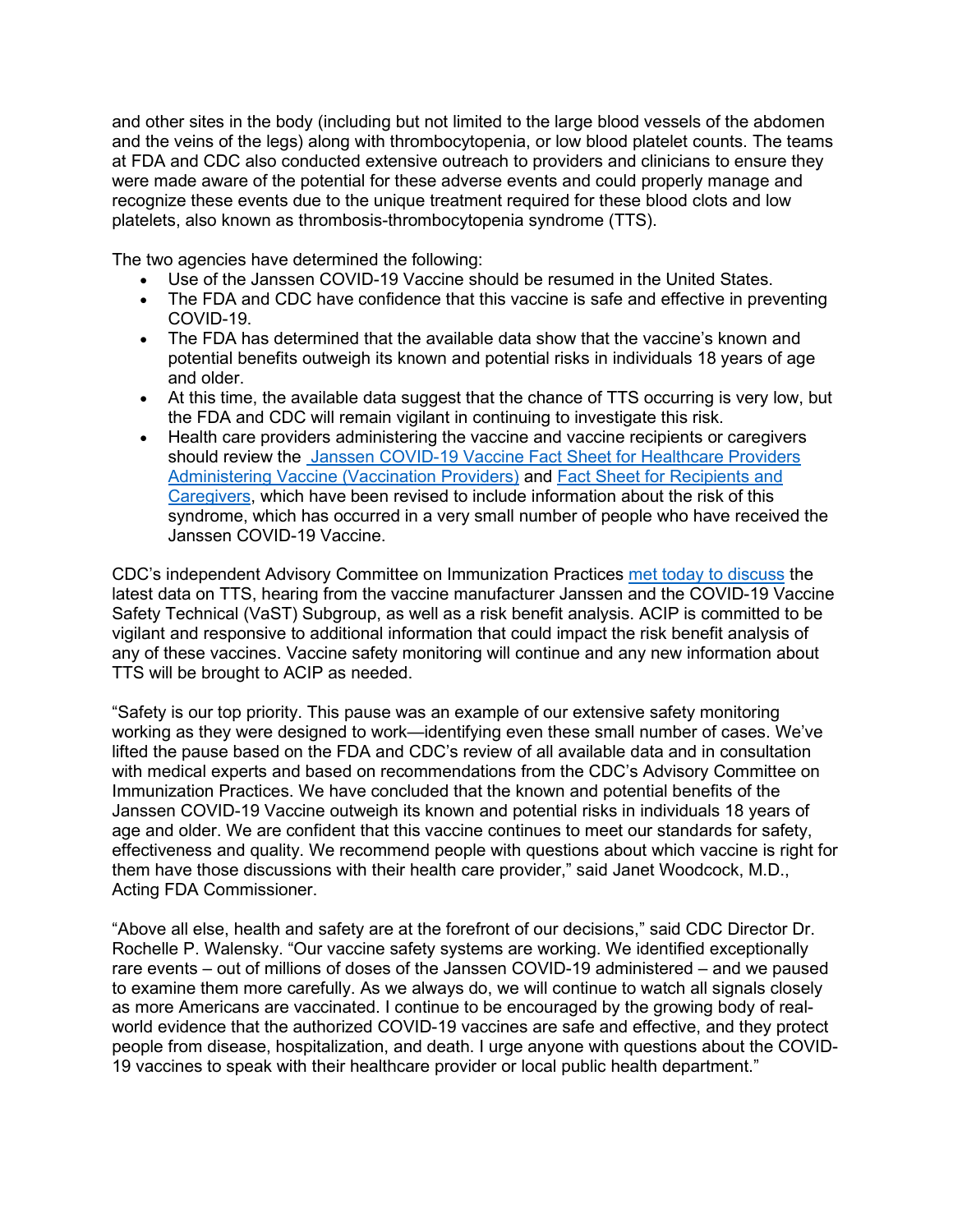and other sites in the body (including but not limited to the large blood vessels of the abdomen and the veins of the legs) along with thrombocytopenia, or low blood platelet counts. The teams at FDA and CDC also conducted extensive outreach to providers and clinicians to ensure they were made aware of the potential for these adverse events and could properly manage and recognize these events due to the unique treatment required for these blood clots and low platelets, also known as thrombosis-thrombocytopenia syndrome (TTS).

The two agencies have determined the following:

- Use of the Janssen COVID-19 Vaccine should be resumed in the United States.
- The FDA and CDC have confidence that this vaccine is safe and effective in preventing COVID-19.
- The FDA has determined that the available data show that the vaccine's known and potential benefits outweigh its known and potential risks in individuals 18 years of age and older.
- At this time, the available data suggest that the chance of TTS occurring is very low, but the FDA and CDC will remain vigilant in continuing to investigate this risk.
- Health care providers administering the vaccine and vaccine recipients or caregivers should review the Janssen COVID-19 Vaccine Fact Sheet for Healthcare Providers Administering Vaccine (Vaccination Providers) and Fact Sheet for Recipients and Caregivers, which have been revised to include information about the risk of this syndrome, which has occurred in a very small number of people who have received the Janssen COVID-19 Vaccine.

CDC's independent Advisory Committee on Immunization Practices met today to discuss the latest data on TTS, hearing from the vaccine manufacturer Janssen and the COVID-19 Vaccine Safety Technical (VaST) Subgroup, as well as a risk benefit analysis. ACIP is committed to be vigilant and responsive to additional information that could impact the risk benefit analysis of any of these vaccines. Vaccine safety monitoring will continue and any new information about TTS will be brought to ACIP as needed.

"Safety is our top priority. This pause was an example of our extensive safety monitoring working as they were designed to work—identifying even these small number of cases. We've lifted the pause based on the FDA and CDC's review of all available data and in consultation with medical experts and based on recommendations from the CDC's Advisory Committee on Immunization Practices. We have concluded that the known and potential benefits of the Janssen COVID-19 Vaccine outweigh its known and potential risks in individuals 18 years of age and older. We are confident that this vaccine continues to meet our standards for safety, effectiveness and quality. We recommend people with questions about which vaccine is right for them have those discussions with their health care provider," said Janet Woodcock, M.D., Acting FDA Commissioner.

"Above all else, health and safety are at the forefront of our decisions," said CDC Director Dr. Rochelle P. Walensky. "Our vaccine safety systems are working. We identified exceptionally rare events – out of millions of doses of the Janssen COVID-19 administered – and we paused to examine them more carefully. As we always do, we will continue to watch all signals closely as more Americans are vaccinated. I continue to be encouraged by the growing body of real-world evidence that the authorized COVID-19 vaccines are safe and effective, and they protect people from disease, hospitalization, and death. I urge anyone with questions about the COVID-19 vaccines to speak with their healthcare provider or local public health department."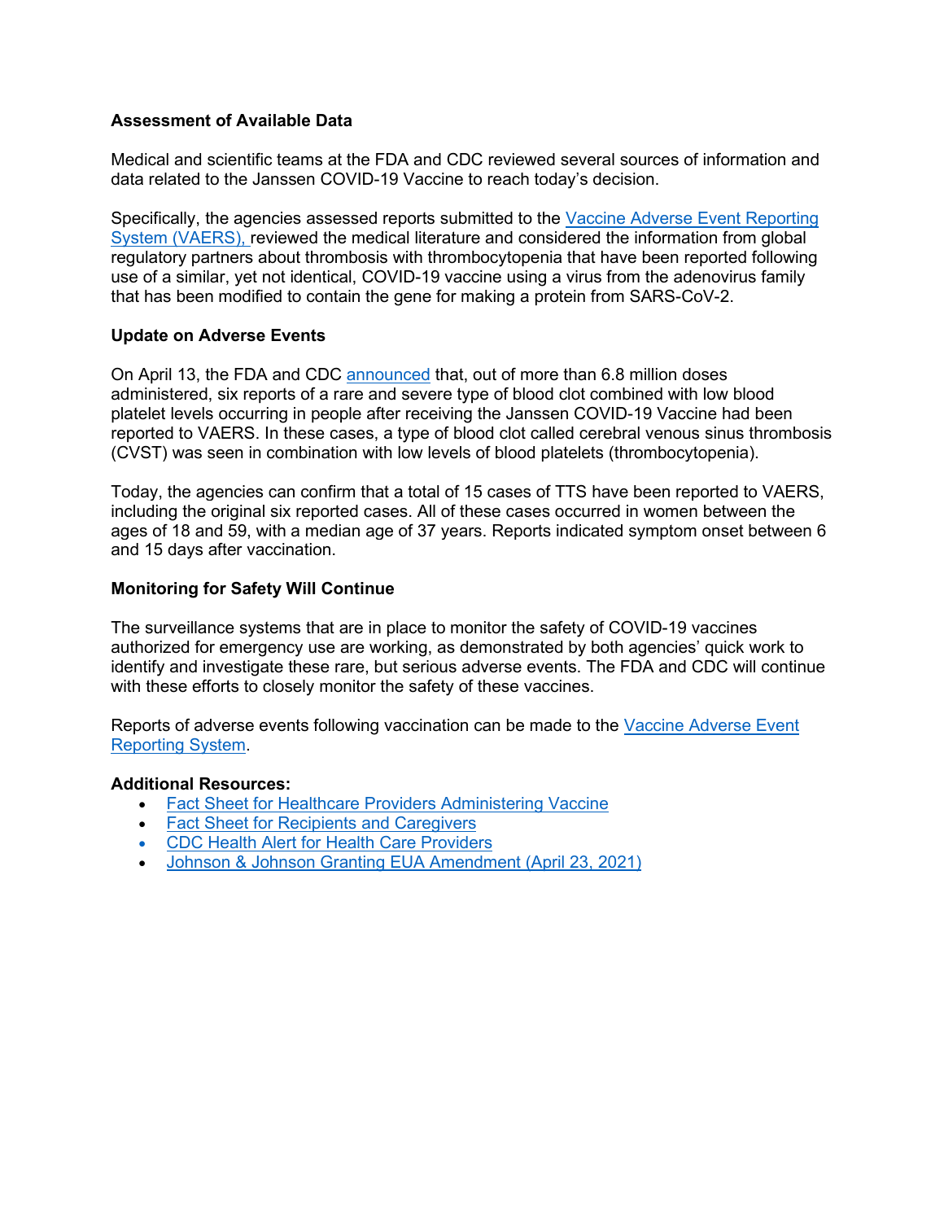### Assessment of Available Data

Medical and scientific teams at the FDA and CDC reviewed several sources of information and data related to the Janssen COVID-19 Vaccine to reach today's decision.

Specifically, the agencies assessed reports submitted to the [Vaccine Adverse Event Reporting System (VAERS)](), reviewed the medical literature and considered the information from global regulatory partners about thrombosis with thrombocytopenia that have been reported following use of a similar, yet not identical, COVID-19 vaccine using a virus from the adenovirus family that has been modified to contain the gene for making a protein from SARS-CoV-2.

### Update on Adverse Events

On April 13, the FDA and CDC [announced]() that, out of more than 6.8 million doses administered, six reports of a rare and severe type of blood clot combined with low blood platelet levels occurring in people after receiving the Janssen COVID-19 Vaccine had been reported to VAERS. In these cases, a type of blood clot called cerebral venous sinus thrombosis (CVST) was seen in combination with low levels of blood platelets (thrombocytopenia).

Today, the agencies can confirm that a total of 15 cases of TTS have been reported to VAERS, including the original six reported cases. All of these cases occurred in women between the ages of 18 and 59, with a median age of 37 years. Reports indicated symptom onset between 6 and 15 days after vaccination.

### Monitoring for Safety Will Continue

The surveillance systems that are in place to monitor the safety of COVID-19 vaccines authorized for emergency use are working, as demonstrated by both agencies' quick work to identify and investigate these rare, but serious adverse events. The FDA and CDC will continue with these efforts to closely monitor the safety of these vaccines.

Reports of adverse events following vaccination can be made to the [Vaccine Adverse Event Reporting System]().

**Additional Resources:**

- [Fact Sheet for Healthcare Providers Administering Vaccine]()
- [Fact Sheet for Recipients and Caregivers]()
- [CDC Health Alert for Health Care Providers]()
- [Johnson & Johnson Granting EUA Amendment (April 23, 2021)]()